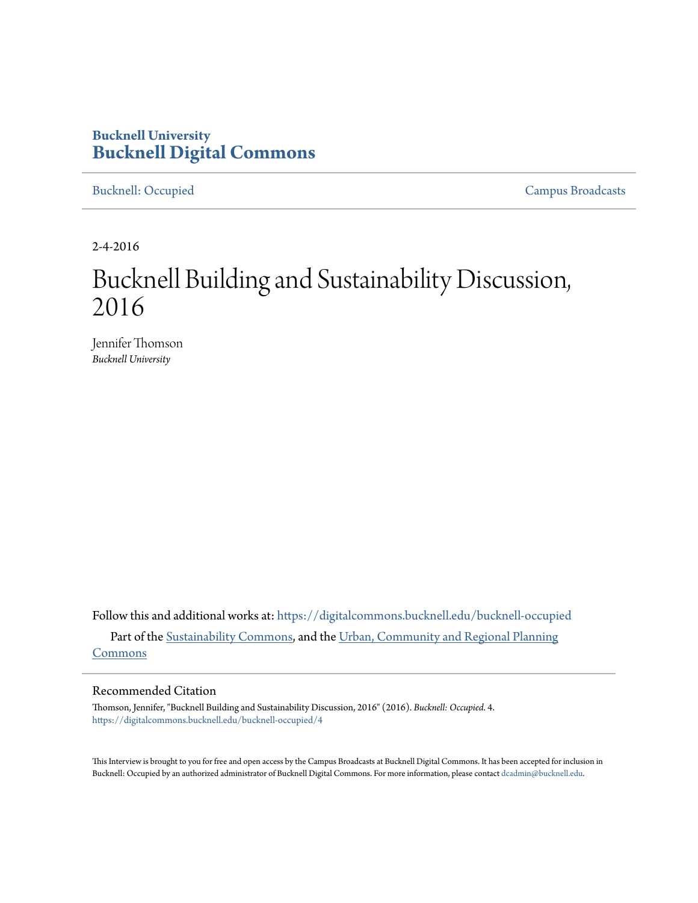**Bucknell University**
**Bucknell Digital Commons**

Bucknell: Occupied | Campus Broadcasts

2-4-2016

# Bucknell Building and Sustainability Discussion, 2016

Jennifer Thomson
*Bucknell University*

Follow this and additional works at: https://digitalcommons.bucknell.edu/bucknell-occupied

Part of the Sustainability Commons, and the Urban, Community and Regional Planning Commons

## Recommended Citation

Thomson, Jennifer, "Bucknell Building and Sustainability Discussion, 2016" (2016). *Bucknell: Occupied*. 4.
https://digitalcommons.bucknell.edu/bucknell-occupied/4

This Interview is brought to you for free and open access by the Campus Broadcasts at Bucknell Digital Commons. It has been accepted for inclusion in Bucknell: Occupied by an authorized administrator of Bucknell Digital Commons. For more information, please contact dcadmin@bucknell.edu.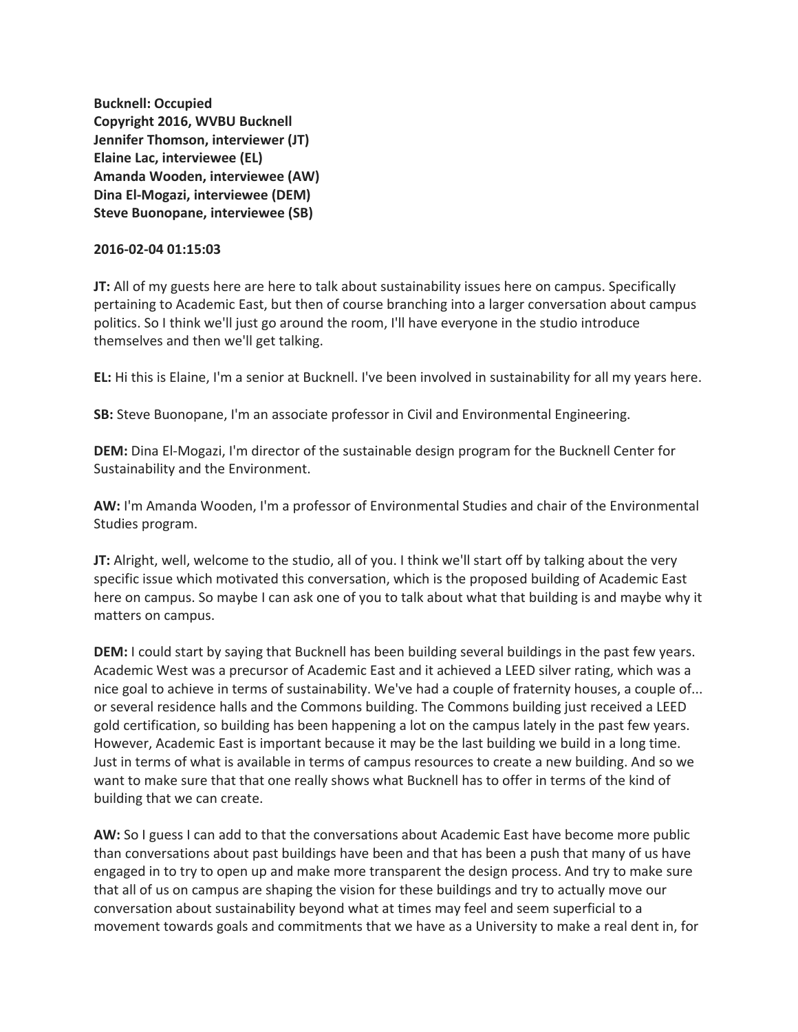**Bucknell: Occupied**
**Copyright 2016, WVBU Bucknell**
**Jennifer Thomson, interviewer (JT)**
**Elaine Lac, interviewee (EL)**
**Amanda Wooden, interviewee (AW)**
**Dina El-Mogazi, interviewee (DEM)**
**Steve Buonopane, interviewee (SB)**

**2016-02-04 01:15:03**

**JT:** All of my guests here are here to talk about sustainability issues here on campus. Specifically pertaining to Academic East, but then of course branching into a larger conversation about campus politics. So I think we'll just go around the room, I'll have everyone in the studio introduce themselves and then we'll get talking.

**EL:** Hi this is Elaine, I'm a senior at Bucknell. I've been involved in sustainability for all my years here.

**SB:** Steve Buonopane, I'm an associate professor in Civil and Environmental Engineering.

**DEM:** Dina El-Mogazi, I'm director of the sustainable design program for the Bucknell Center for Sustainability and the Environment.

**AW:** I'm Amanda Wooden, I'm a professor of Environmental Studies and chair of the Environmental Studies program.

**JT:** Alright, well, welcome to the studio, all of you. I think we'll start off by talking about the very specific issue which motivated this conversation, which is the proposed building of Academic East here on campus. So maybe I can ask one of you to talk about what that building is and maybe why it matters on campus.

**DEM:** I could start by saying that Bucknell has been building several buildings in the past few years. Academic West was a precursor of Academic East and it achieved a LEED silver rating, which was a nice goal to achieve in terms of sustainability. We've had a couple of fraternity houses, a couple of... or several residence halls and the Commons building. The Commons building just received a LEED gold certification, so building has been happening a lot on the campus lately in the past few years. However, Academic East is important because it may be the last building we build in a long time. Just in terms of what is available in terms of campus resources to create a new building. And so we want to make sure that that one really shows what Bucknell has to offer in terms of the kind of building that we can create.

**AW:** So I guess I can add to that the conversations about Academic East have become more public than conversations about past buildings have been and that has been a push that many of us have engaged in to try to open up and make more transparent the design process. And try to make sure that all of us on campus are shaping the vision for these buildings and try to actually move our conversation about sustainability beyond what at times may feel and seem superficial to a movement towards goals and commitments that we have as a University to make a real dent in, for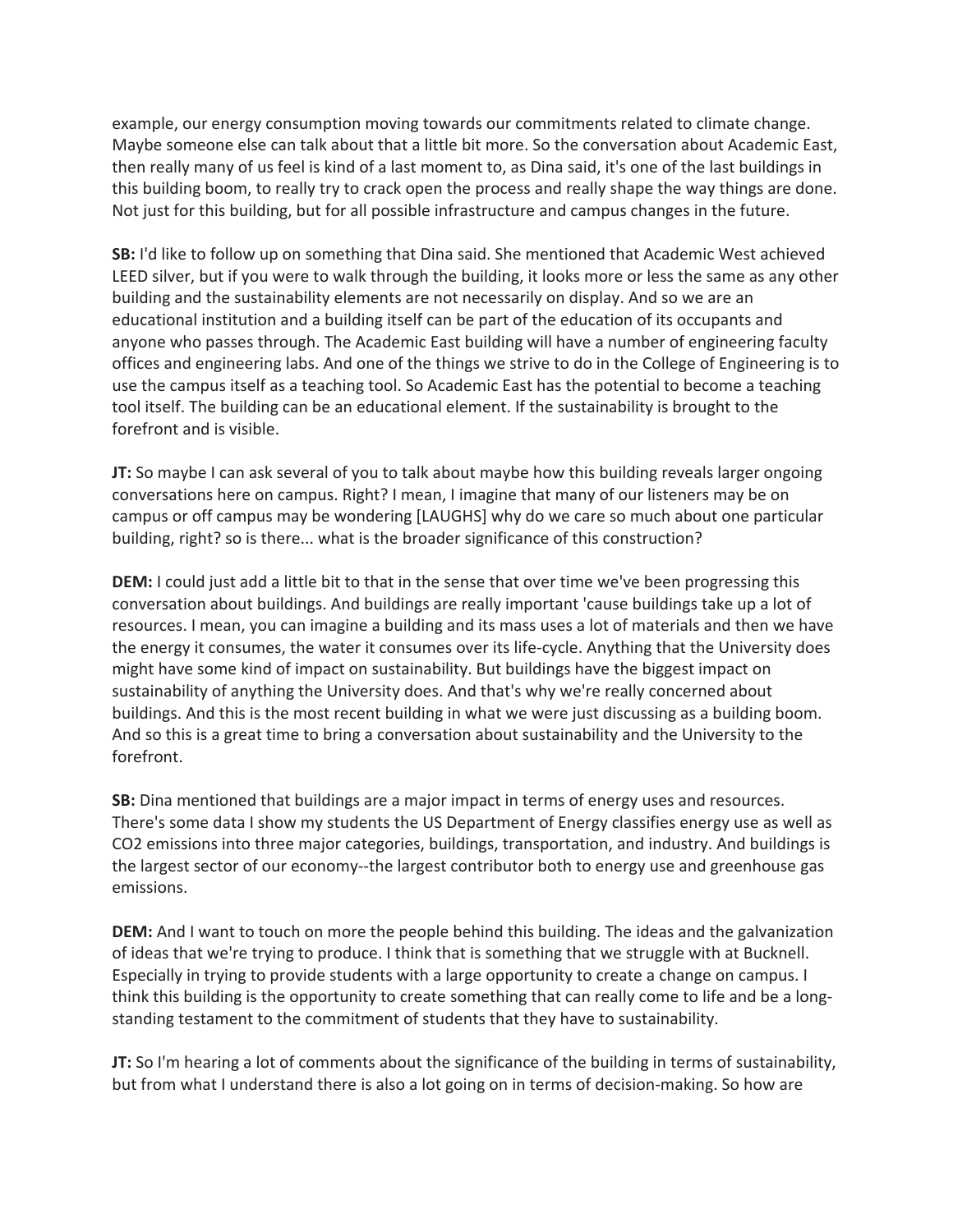example, our energy consumption moving towards our commitments related to climate change. Maybe someone else can talk about that a little bit more. So the conversation about Academic East, then really many of us feel is kind of a last moment to, as Dina said, it's one of the last buildings in this building boom, to really try to crack open the process and really shape the way things are done. Not just for this building, but for all possible infrastructure and campus changes in the future.

**SB:** I'd like to follow up on something that Dina said. She mentioned that Academic West achieved LEED silver, but if you were to walk through the building, it looks more or less the same as any other building and the sustainability elements are not necessarily on display. And so we are an educational institution and a building itself can be part of the education of its occupants and anyone who passes through. The Academic East building will have a number of engineering faculty offices and engineering labs. And one of the things we strive to do in the College of Engineering is to use the campus itself as a teaching tool. So Academic East has the potential to become a teaching tool itself. The building can be an educational element. If the sustainability is brought to the forefront and is visible.

**JT:** So maybe I can ask several of you to talk about maybe how this building reveals larger ongoing conversations here on campus. Right? I mean, I imagine that many of our listeners may be on campus or off campus may be wondering [LAUGHS] why do we care so much about one particular building, right? so is there... what is the broader significance of this construction?

**DEM:** I could just add a little bit to that in the sense that over time we've been progressing this conversation about buildings. And buildings are really important 'cause buildings take up a lot of resources. I mean, you can imagine a building and its mass uses a lot of materials and then we have the energy it consumes, the water it consumes over its life-cycle. Anything that the University does might have some kind of impact on sustainability. But buildings have the biggest impact on sustainability of anything the University does. And that's why we're really concerned about buildings. And this is the most recent building in what we were just discussing as a building boom. And so this is a great time to bring a conversation about sustainability and the University to the forefront.

**SB:** Dina mentioned that buildings are a major impact in terms of energy uses and resources. There's some data I show my students the US Department of Energy classifies energy use as well as $CO_2$ emissions into three major categories, buildings, transportation, and industry. And buildings is the largest sector of our economy--the largest contributor both to energy use and greenhouse gas emissions.

**DEM:** And I want to touch on more the people behind this building. The ideas and the galvanization of ideas that we're trying to produce. I think that is something that we struggle with at Bucknell. Especially in trying to provide students with a large opportunity to create a change on campus. I think this building is the opportunity to create something that can really come to life and be a long-standing testament to the commitment of students that they have to sustainability.

**JT:** So I'm hearing a lot of comments about the significance of the building in terms of sustainability, but from what I understand there is also a lot going on in terms of decision-making. So how are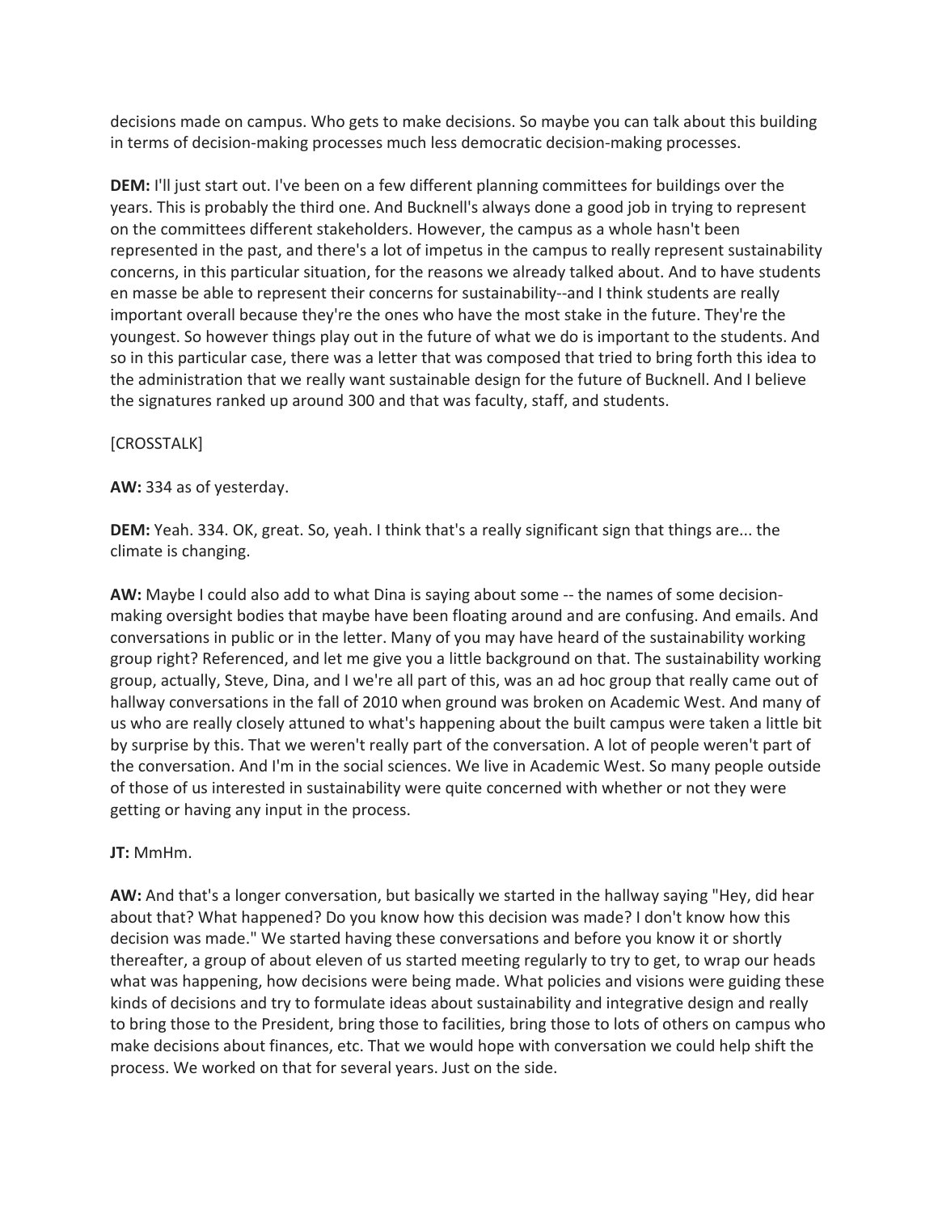decisions made on campus. Who gets to make decisions. So maybe you can talk about this building in terms of decision-making processes much less democratic decision-making processes.

**DEM:** I'll just start out. I've been on a few different planning committees for buildings over the years. This is probably the third one. And Bucknell's always done a good job in trying to represent on the committees different stakeholders. However, the campus as a whole hasn't been represented in the past, and there's a lot of impetus in the campus to really represent sustainability concerns, in this particular situation, for the reasons we already talked about. And to have students en masse be able to represent their concerns for sustainability--and I think students are really important overall because they're the ones who have the most stake in the future. They're the youngest. So however things play out in the future of what we do is important to the students. And so in this particular case, there was a letter that was composed that tried to bring forth this idea to the administration that we really want sustainable design for the future of Bucknell. And I believe the signatures ranked up around 300 and that was faculty, staff, and students.

[CROSSTALK]

**AW:** 334 as of yesterday.

**DEM:** Yeah. 334. OK, great. So, yeah. I think that's a really significant sign that things are... the climate is changing.

**AW:** Maybe I could also add to what Dina is saying about some -- the names of some decision-making oversight bodies that maybe have been floating around and are confusing. And emails. And conversations in public or in the letter. Many of you may have heard of the sustainability working group right? Referenced, and let me give you a little background on that. The sustainability working group, actually, Steve, Dina, and I we're all part of this, was an ad hoc group that really came out of hallway conversations in the fall of 2010 when ground was broken on Academic West. And many of us who are really closely attuned to what's happening about the built campus were taken a little bit by surprise by this. That we weren't really part of the conversation. A lot of people weren't part of the conversation. And I'm in the social sciences. We live in Academic West. So many people outside of those of us interested in sustainability were quite concerned with whether or not they were getting or having any input in the process.

**JT:** MmHm.

**AW:** And that's a longer conversation, but basically we started in the hallway saying "Hey, did hear about that? What happened? Do you know how this decision was made? I don't know how this decision was made." We started having these conversations and before you know it or shortly thereafter, a group of about eleven of us started meeting regularly to try to get, to wrap our heads what was happening, how decisions were being made. What policies and visions were guiding these kinds of decisions and try to formulate ideas about sustainability and integrative design and really to bring those to the President, bring those to facilities, bring those to lots of others on campus who make decisions about finances, etc. That we would hope with conversation we could help shift the process. We worked on that for several years. Just on the side.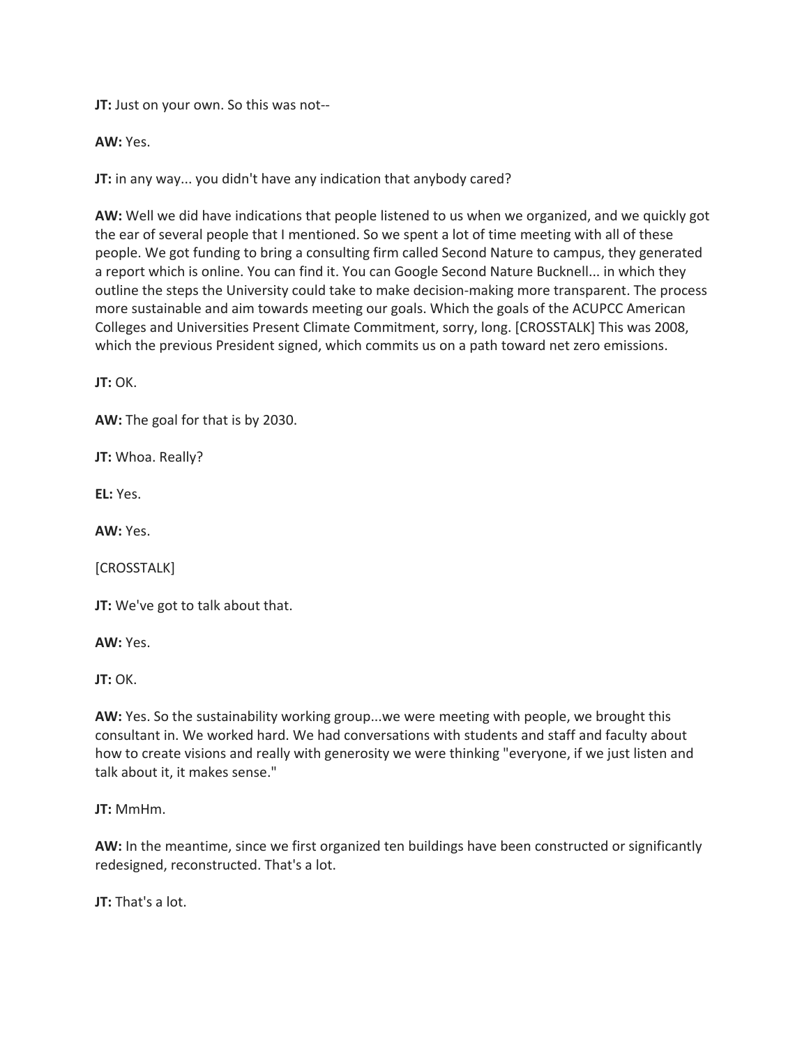**JT:** Just on your own. So this was not--

**AW:** Yes.

**JT:** in any way... you didn't have any indication that anybody cared?

**AW:** Well we did have indications that people listened to us when we organized, and we quickly got the ear of several people that I mentioned. So we spent a lot of time meeting with all of these people. We got funding to bring a consulting firm called Second Nature to campus, they generated a report which is online. You can find it. You can Google Second Nature Bucknell... in which they outline the steps the University could take to make decision-making more transparent. The process more sustainable and aim towards meeting our goals. Which the goals of the ACUPCC American Colleges and Universities Present Climate Commitment, sorry, long. [CROSSTALK] This was 2008, which the previous President signed, which commits us on a path toward net zero emissions.

**JT:** OK.

**AW:** The goal for that is by 2030.

**JT:** Whoa. Really?

**EL:** Yes.

**AW:** Yes.

[CROSSTALK]

**JT:** We've got to talk about that.

**AW:** Yes.

**JT:** OK.

**AW:** Yes. So the sustainability working group...we were meeting with people, we brought this consultant in. We worked hard. We had conversations with students and staff and faculty about how to create visions and really with generosity we were thinking "everyone, if we just listen and talk about it, it makes sense."

**JT:** MmHm.

**AW:** In the meantime, since we first organized ten buildings have been constructed or significantly redesigned, reconstructed. That's a lot.

**JT:** That's a lot.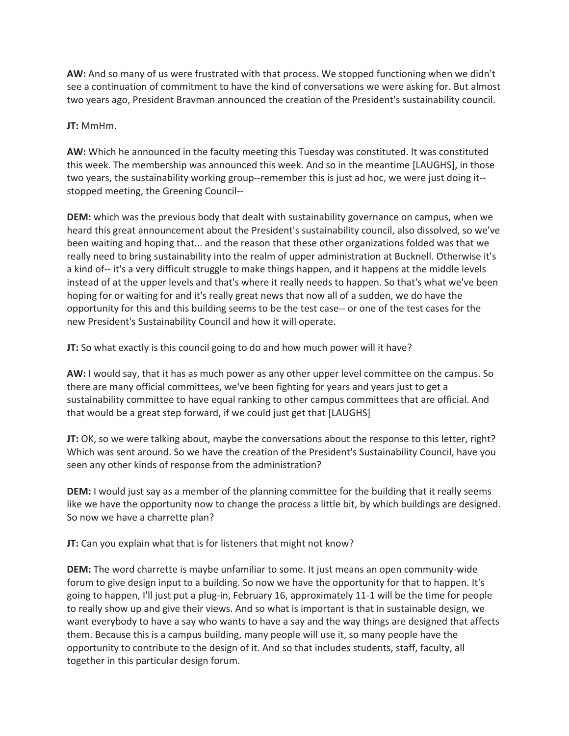**AW:** And so many of us were frustrated with that process. We stopped functioning when we didn't see a continuation of commitment to have the kind of conversations we were asking for. But almost two years ago, President Bravman announced the creation of the President's sustainability council.

**JT:** MmHm.

**AW:** Which he announced in the faculty meeting this Tuesday was constituted. It was constituted this week. The membership was announced this week. And so in the meantime [LAUGHS], in those two years, the sustainability working group--remember this is just ad hoc, we were just doing it--stopped meeting, the Greening Council--

**DEM:** which was the previous body that dealt with sustainability governance on campus, when we heard this great announcement about the President's sustainability council, also dissolved, so we've been waiting and hoping that... and the reason that these other organizations folded was that we really need to bring sustainability into the realm of upper administration at Bucknell. Otherwise it's a kind of-- it's a very difficult struggle to make things happen, and it happens at the middle levels instead of at the upper levels and that's where it really needs to happen. So that's what we've been hoping for or waiting for and it's really great news that now all of a sudden, we do have the opportunity for this and this building seems to be the test case-- or one of the test cases for the new President's Sustainability Council and how it will operate.

**JT:** So what exactly is this council going to do and how much power will it have?

**AW:** I would say, that it has as much power as any other upper level committee on the campus. So there are many official committees, we've been fighting for years and years just to get a sustainability committee to have equal ranking to other campus committees that are official. And that would be a great step forward, if we could just get that [LAUGHS]

**JT:** OK, so we were talking about, maybe the conversations about the response to this letter, right? Which was sent around. So we have the creation of the President's Sustainability Council, have you seen any other kinds of response from the administration?

**DEM:** I would just say as a member of the planning committee for the building that it really seems like we have the opportunity now to change the process a little bit, by which buildings are designed. So now we have a charrette plan?

**JT:** Can you explain what that is for listeners that might not know?

**DEM:** The word charrette is maybe unfamiliar to some. It just means an open community-wide forum to give design input to a building. So now we have the opportunity for that to happen. It's going to happen, I'll just put a plug-in, February 16, approximately 11-1 will be the time for people to really show up and give their views. And so what is important is that in sustainable design, we want everybody to have a say who wants to have a say and the way things are designed that affects them. Because this is a campus building, many people will use it, so many people have the opportunity to contribute to the design of it. And so that includes students, staff, faculty, all together in this particular design forum.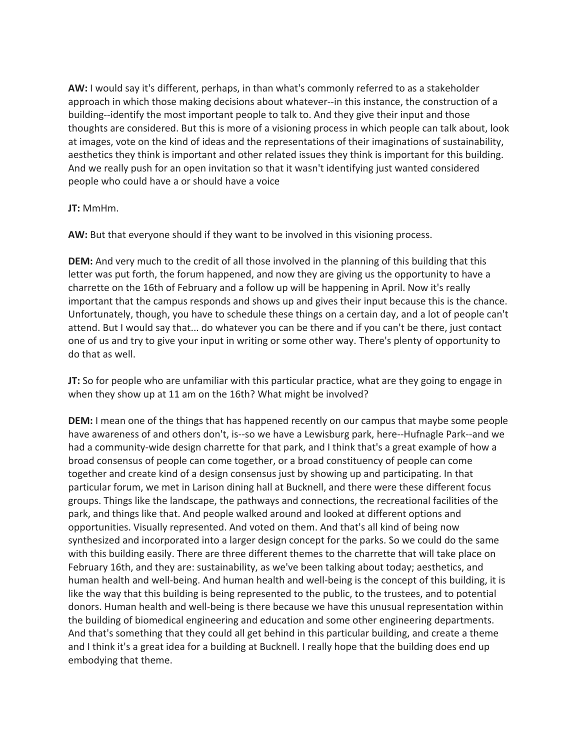**AW:** I would say it's different, perhaps, in than what's commonly referred to as a stakeholder approach in which those making decisions about whatever--in this instance, the construction of a building--identify the most important people to talk to. And they give their input and those thoughts are considered. But this is more of a visioning process in which people can talk about, look at images, vote on the kind of ideas and the representations of their imaginations of sustainability, aesthetics they think is important and other related issues they think is important for this building. And we really push for an open invitation so that it wasn't identifying just wanted considered people who could have a or should have a voice

**JT:** MmHm.

**AW:** But that everyone should if they want to be involved in this visioning process.

**DEM:** And very much to the credit of all those involved in the planning of this building that this letter was put forth, the forum happened, and now they are giving us the opportunity to have a charrette on the 16th of February and a follow up will be happening in April. Now it's really important that the campus responds and shows up and gives their input because this is the chance. Unfortunately, though, you have to schedule these things on a certain day, and a lot of people can't attend. But I would say that... do whatever you can be there and if you can't be there, just contact one of us and try to give your input in writing or some other way. There's plenty of opportunity to do that as well.

**JT:** So for people who are unfamiliar with this particular practice, what are they going to engage in when they show up at 11 am on the 16th? What might be involved?

**DEM:** I mean one of the things that has happened recently on our campus that maybe some people have awareness of and others don't, is--so we have a Lewisburg park, here--Hufnagle Park--and we had a community-wide design charrette for that park, and I think that's a great example of how a broad consensus of people can come together, or a broad constituency of people can come together and create kind of a design consensus just by showing up and participating. In that particular forum, we met in Larison dining hall at Bucknell, and there were these different focus groups. Things like the landscape, the pathways and connections, the recreational facilities of the park, and things like that. And people walked around and looked at different options and opportunities. Visually represented. And voted on them. And that's all kind of being now synthesized and incorporated into a larger design concept for the parks. So we could do the same with this building easily. There are three different themes to the charrette that will take place on February 16th, and they are: sustainability, as we've been talking about today; aesthetics, and human health and well-being. And human health and well-being is the concept of this building, it is like the way that this building is being represented to the public, to the trustees, and to potential donors. Human health and well-being is there because we have this unusual representation within the building of biomedical engineering and education and some other engineering departments. And that's something that they could all get behind in this particular building, and create a theme and I think it's a great idea for a building at Bucknell. I really hope that the building does end up embodying that theme.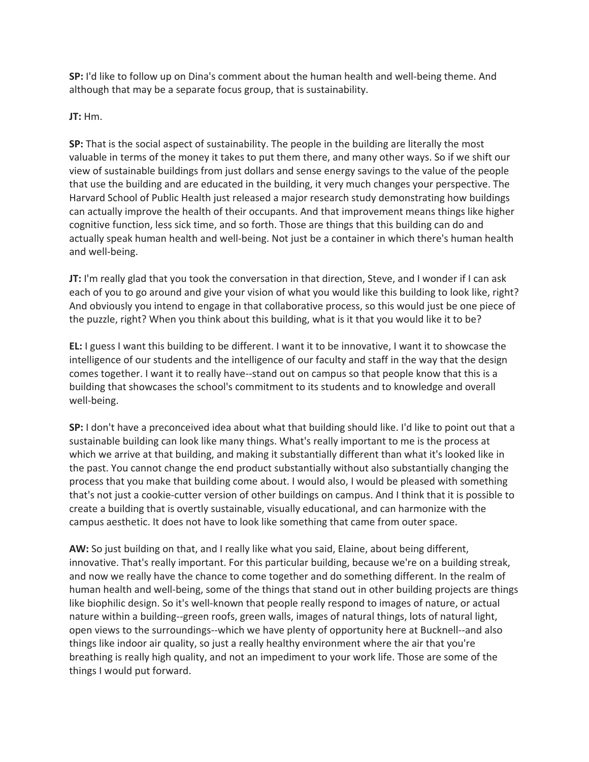**SP:** I'd like to follow up on Dina's comment about the human health and well-being theme. And although that may be a separate focus group, that is sustainability.

**JT:** Hm.

**SP:** That is the social aspect of sustainability. The people in the building are literally the most valuable in terms of the money it takes to put them there, and many other ways. So if we shift our view of sustainable buildings from just dollars and sense energy savings to the value of the people that use the building and are educated in the building, it very much changes your perspective. The Harvard School of Public Health just released a major research study demonstrating how buildings can actually improve the health of their occupants. And that improvement means things like higher cognitive function, less sick time, and so forth. Those are things that this building can do and actually speak human health and well-being. Not just be a container in which there's human health and well-being.

**JT:** I'm really glad that you took the conversation in that direction, Steve, and I wonder if I can ask each of you to go around and give your vision of what you would like this building to look like, right? And obviously you intend to engage in that collaborative process, so this would just be one piece of the puzzle, right? When you think about this building, what is it that you would like it to be?

**EL:** I guess I want this building to be different. I want it to be innovative, I want it to showcase the intelligence of our students and the intelligence of our faculty and staff in the way that the design comes together. I want it to really have--stand out on campus so that people know that this is a building that showcases the school's commitment to its students and to knowledge and overall well-being.

**SP:** I don't have a preconceived idea about what that building should like. I'd like to point out that a sustainable building can look like many things. What's really important to me is the process at which we arrive at that building, and making it substantially different than what it's looked like in the past. You cannot change the end product substantially without also substantially changing the process that you make that building come about. I would also, I would be pleased with something that's not just a cookie-cutter version of other buildings on campus. And I think that it is possible to create a building that is overtly sustainable, visually educational, and can harmonize with the campus aesthetic. It does not have to look like something that came from outer space.

**AW:** So just building on that, and I really like what you said, Elaine, about being different, innovative. That's really important. For this particular building, because we're on a building streak, and now we really have the chance to come together and do something different. In the realm of human health and well-being, some of the things that stand out in other building projects are things like biophilic design. So it's well-known that people really respond to images of nature, or actual nature within a building--green roofs, green walls, images of natural things, lots of natural light, open views to the surroundings--which we have plenty of opportunity here at Bucknell--and also things like indoor air quality, so just a really healthy environment where the air that you're breathing is really high quality, and not an impediment to your work life. Those are some of the things I would put forward.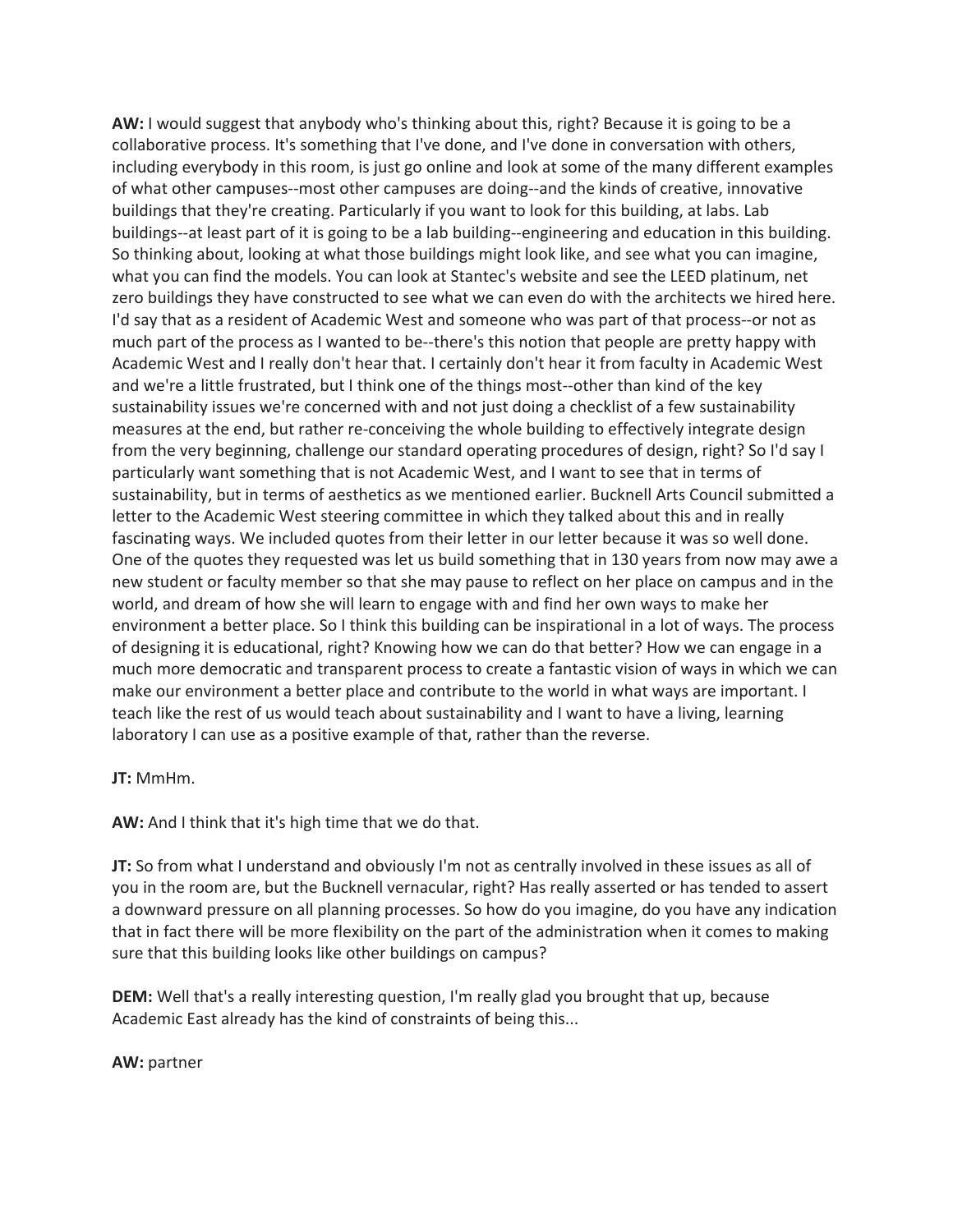**AW:** I would suggest that anybody who's thinking about this, right? Because it is going to be a collaborative process. It's something that I've done, and I've done in conversation with others, including everybody in this room, is just go online and look at some of the many different examples of what other campuses--most other campuses are doing--and the kinds of creative, innovative buildings that they're creating. Particularly if you want to look for this building, at labs. Lab buildings--at least part of it is going to be a lab building--engineering and education in this building. So thinking about, looking at what those buildings might look like, and see what you can imagine, what you can find the models. You can look at Stantec's website and see the LEED platinum, net zero buildings they have constructed to see what we can even do with the architects we hired here. I'd say that as a resident of Academic West and someone who was part of that process--or not as much part of the process as I wanted to be--there's this notion that people are pretty happy with Academic West and I really don't hear that. I certainly don't hear it from faculty in Academic West and we're a little frustrated, but I think one of the things most--other than kind of the key sustainability issues we're concerned with and not just doing a checklist of a few sustainability measures at the end, but rather re-conceiving the whole building to effectively integrate design from the very beginning, challenge our standard operating procedures of design, right? So I'd say I particularly want something that is not Academic West, and I want to see that in terms of sustainability, but in terms of aesthetics as we mentioned earlier. Bucknell Arts Council submitted a letter to the Academic West steering committee in which they talked about this and in really fascinating ways. We included quotes from their letter in our letter because it was so well done. One of the quotes they requested was let us build something that in 130 years from now may awe a new student or faculty member so that she may pause to reflect on her place on campus and in the world, and dream of how she will learn to engage with and find her own ways to make her environment a better place. So I think this building can be inspirational in a lot of ways. The process of designing it is educational, right? Knowing how we can do that better? How we can engage in a much more democratic and transparent process to create a fantastic vision of ways in which we can make our environment a better place and contribute to the world in what ways are important. I teach like the rest of us would teach about sustainability and I want to have a living, learning laboratory I can use as a positive example of that, rather than the reverse.

**JT:** MmHm.

**AW:** And I think that it's high time that we do that.

**JT:** So from what I understand and obviously I'm not as centrally involved in these issues as all of you in the room are, but the Bucknell vernacular, right? Has really asserted or has tended to assert a downward pressure on all planning processes. So how do you imagine, do you have any indication that in fact there will be more flexibility on the part of the administration when it comes to making sure that this building looks like other buildings on campus?

**DEM:** Well that's a really interesting question, I'm really glad you brought that up, because Academic East already has the kind of constraints of being this...

**AW:** partner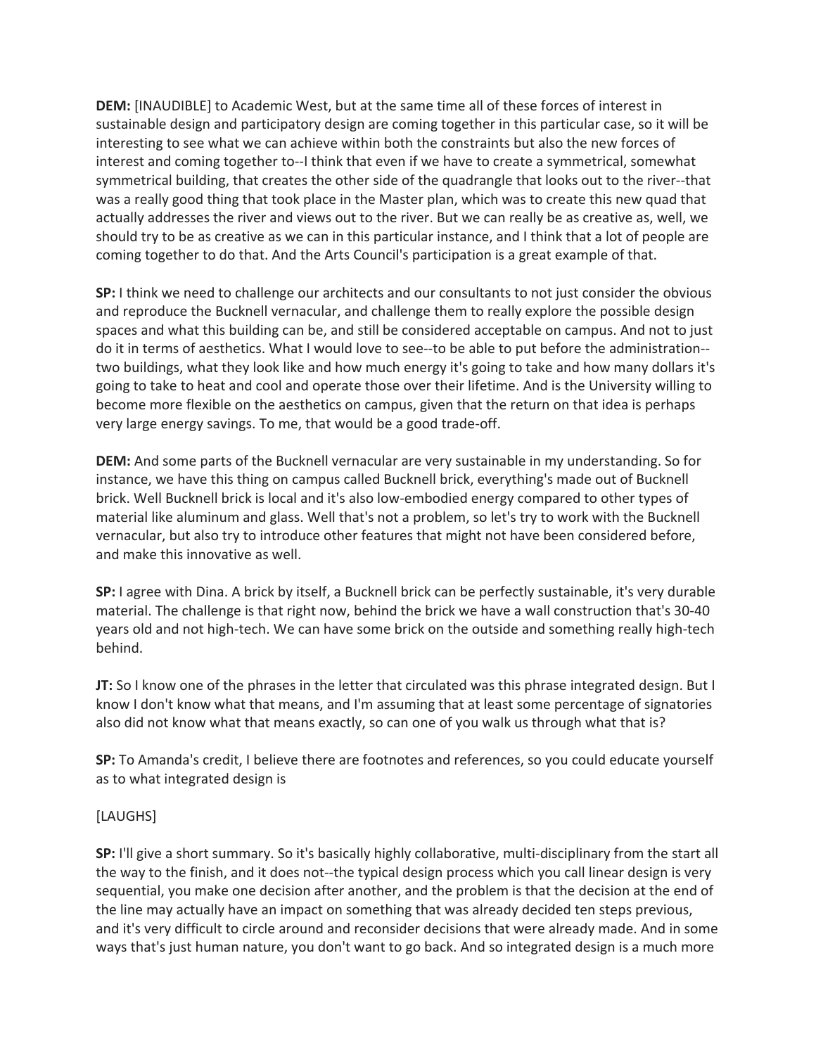**DEM:** [INAUDIBLE] to Academic West, but at the same time all of these forces of interest in sustainable design and participatory design are coming together in this particular case, so it will be interesting to see what we can achieve within both the constraints but also the new forces of interest and coming together to--I think that even if we have to create a symmetrical, somewhat symmetrical building, that creates the other side of the quadrangle that looks out to the river--that was a really good thing that took place in the Master plan, which was to create this new quad that actually addresses the river and views out to the river. But we can really be as creative as, well, we should try to be as creative as we can in this particular instance, and I think that a lot of people are coming together to do that. And the Arts Council's participation is a great example of that.

**SP:** I think we need to challenge our architects and our consultants to not just consider the obvious and reproduce the Bucknell vernacular, and challenge them to really explore the possible design spaces and what this building can be, and still be considered acceptable on campus. And not to just do it in terms of aesthetics. What I would love to see--to be able to put before the administration--two buildings, what they look like and how much energy it's going to take and how many dollars it's going to take to heat and cool and operate those over their lifetime. And is the University willing to become more flexible on the aesthetics on campus, given that the return on that idea is perhaps very large energy savings. To me, that would be a good trade-off.

**DEM:** And some parts of the Bucknell vernacular are very sustainable in my understanding. So for instance, we have this thing on campus called Bucknell brick, everything's made out of Bucknell brick. Well Bucknell brick is local and it's also low-embodied energy compared to other types of material like aluminum and glass. Well that's not a problem, so let's try to work with the Bucknell vernacular, but also try to introduce other features that might not have been considered before, and make this innovative as well.

**SP:** I agree with Dina. A brick by itself, a Bucknell brick can be perfectly sustainable, it's very durable material. The challenge is that right now, behind the brick we have a wall construction that's 30-40 years old and not high-tech. We can have some brick on the outside and something really high-tech behind.

**JT:** So I know one of the phrases in the letter that circulated was this phrase integrated design. But I know I don't know what that means, and I'm assuming that at least some percentage of signatories also did not know what that means exactly, so can one of you walk us through what that is?

**SP:** To Amanda's credit, I believe there are footnotes and references, so you could educate yourself as to what integrated design is

[LAUGHS]

**SP:** I'll give a short summary. So it's basically highly collaborative, multi-disciplinary from the start all the way to the finish, and it does not--the typical design process which you call linear design is very sequential, you make one decision after another, and the problem is that the decision at the end of the line may actually have an impact on something that was already decided ten steps previous, and it's very difficult to circle around and reconsider decisions that were already made. And in some ways that's just human nature, you don't want to go back. And so integrated design is a much more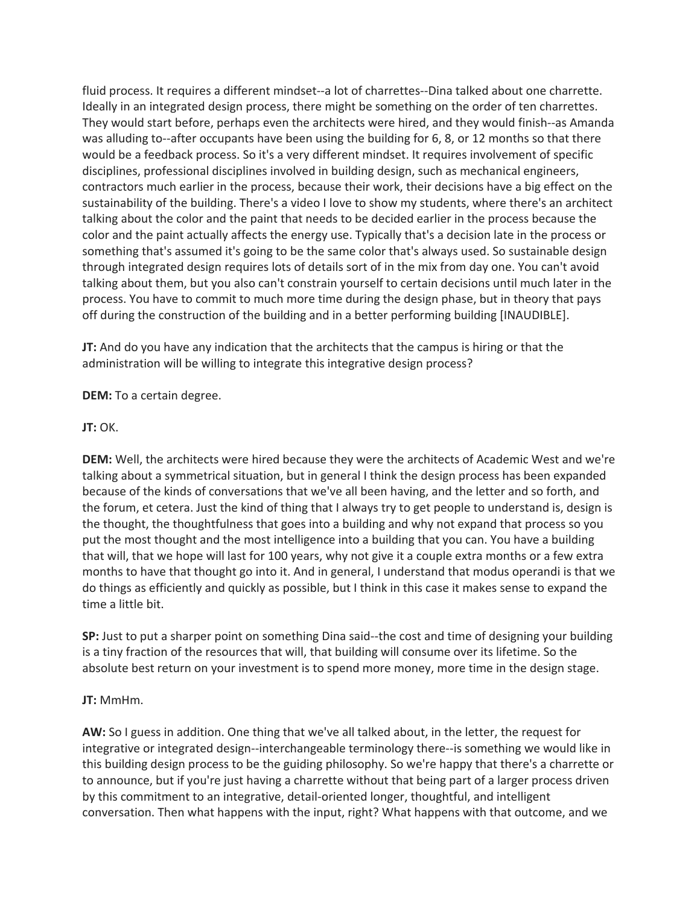fluid process. It requires a different mindset--a lot of charrettes--Dina talked about one charrette. Ideally in an integrated design process, there might be something on the order of ten charrettes. They would start before, perhaps even the architects were hired, and they would finish--as Amanda was alluding to--after occupants have been using the building for 6, 8, or 12 months so that there would be a feedback process. So it's a very different mindset. It requires involvement of specific disciplines, professional disciplines involved in building design, such as mechanical engineers, contractors much earlier in the process, because their work, their decisions have a big effect on the sustainability of the building. There's a video I love to show my students, where there's an architect talking about the color and the paint that needs to be decided earlier in the process because the color and the paint actually affects the energy use. Typically that's a decision late in the process or something that's assumed it's going to be the same color that's always used. So sustainable design through integrated design requires lots of details sort of in the mix from day one. You can't avoid talking about them, but you also can't constrain yourself to certain decisions until much later in the process. You have to commit to much more time during the design phase, but in theory that pays off during the construction of the building and in a better performing building [INAUDIBLE].

**JT:** And do you have any indication that the architects that the campus is hiring or that the administration will be willing to integrate this integrative design process?

**DEM:** To a certain degree.

**JT:** OK.

**DEM:** Well, the architects were hired because they were the architects of Academic West and we're talking about a symmetrical situation, but in general I think the design process has been expanded because of the kinds of conversations that we've all been having, and the letter and so forth, and the forum, et cetera. Just the kind of thing that I always try to get people to understand is, design is the thought, the thoughtfulness that goes into a building and why not expand that process so you put the most thought and the most intelligence into a building that you can. You have a building that will, that we hope will last for 100 years, why not give it a couple extra months or a few extra months to have that thought go into it. And in general, I understand that modus operandi is that we do things as efficiently and quickly as possible, but I think in this case it makes sense to expand the time a little bit.

**SP:** Just to put a sharper point on something Dina said--the cost and time of designing your building is a tiny fraction of the resources that will, that building will consume over its lifetime. So the absolute best return on your investment is to spend more money, more time in the design stage.

**JT:** MmHm.

**AW:** So I guess in addition. One thing that we've all talked about, in the letter, the request for integrative or integrated design--interchangeable terminology there--is something we would like in this building design process to be the guiding philosophy. So we're happy that there's a charrette or to announce, but if you're just having a charrette without that being part of a larger process driven by this commitment to an integrative, detail-oriented longer, thoughtful, and intelligent conversation. Then what happens with the input, right? What happens with that outcome, and we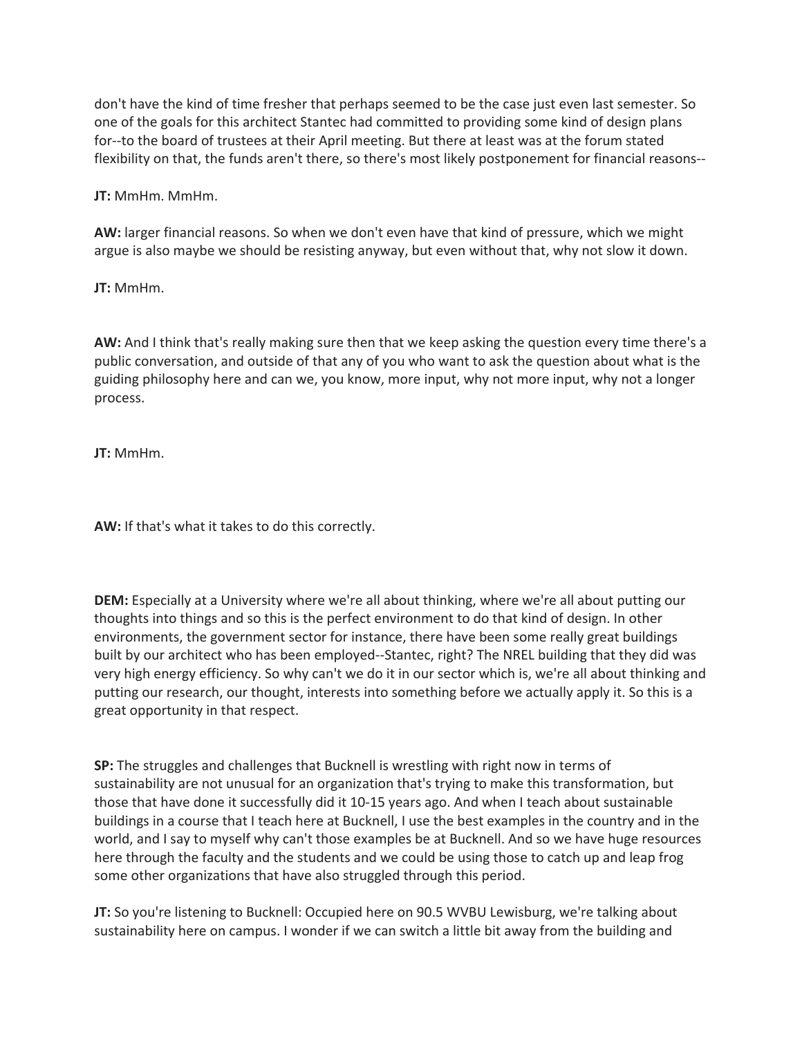don't have the kind of time fresher that perhaps seemed to be the case just even last semester. So one of the goals for this architect Stantec had committed to providing some kind of design plans for--to the board of trustees at their April meeting. But there at least was at the forum stated flexibility on that, the funds aren't there, so there's most likely postponement for financial reasons--

**JT:** MmHm. MmHm.

**AW:** larger financial reasons. So when we don't even have that kind of pressure, which we might argue is also maybe we should be resisting anyway, but even without that, why not slow it down.

**JT:** MmHm.

**AW:** And I think that's really making sure then that we keep asking the question every time there's a public conversation, and outside of that any of you who want to ask the question about what is the guiding philosophy here and can we, you know, more input, why not more input, why not a longer process.

**JT:** MmHm.

**AW:** If that's what it takes to do this correctly.

**DEM:** Especially at a University where we're all about thinking, where we're all about putting our thoughts into things and so this is the perfect environment to do that kind of design. In other environments, the government sector for instance, there have been some really great buildings built by our architect who has been employed--Stantec, right? The NREL building that they did was very high energy efficiency. So why can't we do it in our sector which is, we're all about thinking and putting our research, our thought, interests into something before we actually apply it. So this is a great opportunity in that respect.

**SP:** The struggles and challenges that Bucknell is wrestling with right now in terms of sustainability are not unusual for an organization that's trying to make this transformation, but those that have done it successfully did it 10-15 years ago. And when I teach about sustainable buildings in a course that I teach here at Bucknell, I use the best examples in the country and in the world, and I say to myself why can't those examples be at Bucknell. And so we have huge resources here through the faculty and the students and we could be using those to catch up and leap frog some other organizations that have also struggled through this period.

**JT:** So you're listening to Bucknell: Occupied here on 90.5 WVBU Lewisburg, we're talking about sustainability here on campus. I wonder if we can switch a little bit away from the building and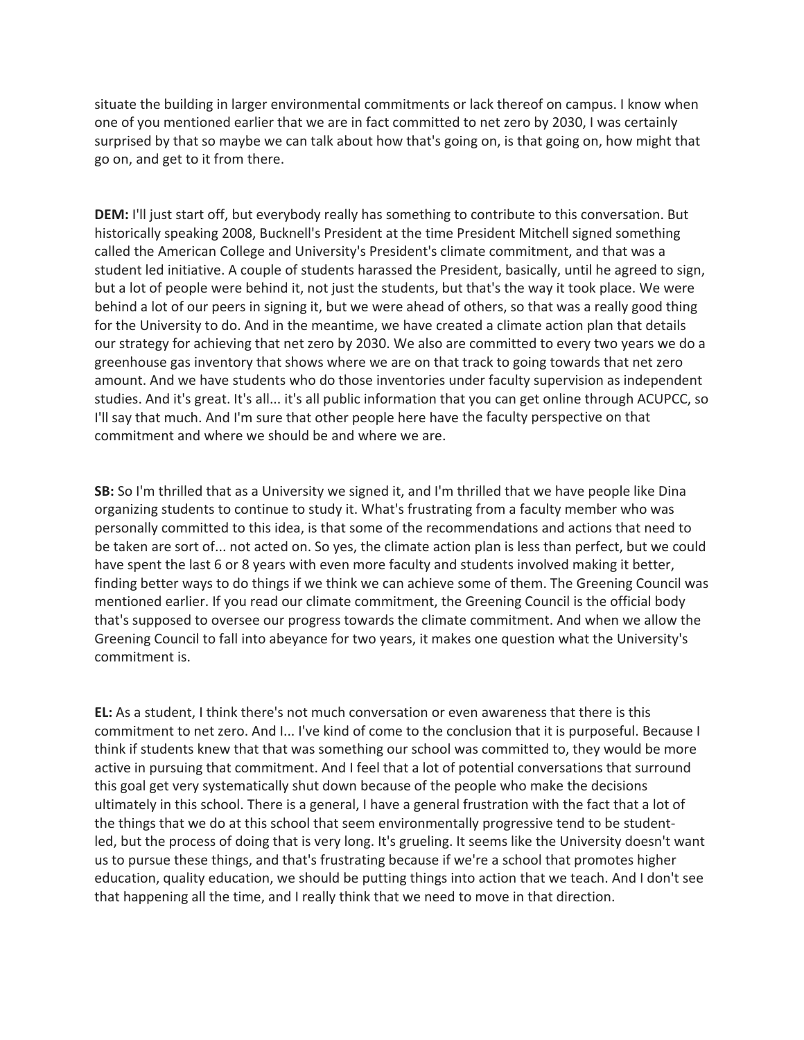situate the building in larger environmental commitments or lack thereof on campus. I know when one of you mentioned earlier that we are in fact committed to net zero by 2030, I was certainly surprised by that so maybe we can talk about how that's going on, is that going on, how might that go on, and get to it from there.

**DEM:** I'll just start off, but everybody really has something to contribute to this conversation. But historically speaking 2008, Bucknell's President at the time President Mitchell signed something called the American College and University's President's climate commitment, and that was a student led initiative. A couple of students harassed the President, basically, until he agreed to sign, but a lot of people were behind it, not just the students, but that's the way it took place. We were behind a lot of our peers in signing it, but we were ahead of others, so that was a really good thing for the University to do. And in the meantime, we have created a climate action plan that details our strategy for achieving that net zero by 2030. We also are committed to every two years we do a greenhouse gas inventory that shows where we are on that track to going towards that net zero amount. And we have students who do those inventories under faculty supervision as independent studies. And it's great. It's all... it's all public information that you can get online through ACUPCC, so I'll say that much. And I'm sure that other people here have the faculty perspective on that commitment and where we should be and where we are.

**SB:** So I'm thrilled that as a University we signed it, and I'm thrilled that we have people like Dina organizing students to continue to study it. What's frustrating from a faculty member who was personally committed to this idea, is that some of the recommendations and actions that need to be taken are sort of... not acted on. So yes, the climate action plan is less than perfect, but we could have spent the last 6 or 8 years with even more faculty and students involved making it better, finding better ways to do things if we think we can achieve some of them. The Greening Council was mentioned earlier. If you read our climate commitment, the Greening Council is the official body that's supposed to oversee our progress towards the climate commitment. And when we allow the Greening Council to fall into abeyance for two years, it makes one question what the University's commitment is.

**EL:** As a student, I think there's not much conversation or even awareness that there is this commitment to net zero. And I... I've kind of come to the conclusion that it is purposeful. Because I think if students knew that that was something our school was committed to, they would be more active in pursuing that commitment. And I feel that a lot of potential conversations that surround this goal get very systematically shut down because of the people who make the decisions ultimately in this school. There is a general, I have a general frustration with the fact that a lot of the things that we do at this school that seem environmentally progressive tend to be student-led, but the process of doing that is very long. It's grueling. It seems like the University doesn't want us to pursue these things, and that's frustrating because if we're a school that promotes higher education, quality education, we should be putting things into action that we teach. And I don't see that happening all the time, and I really think that we need to move in that direction.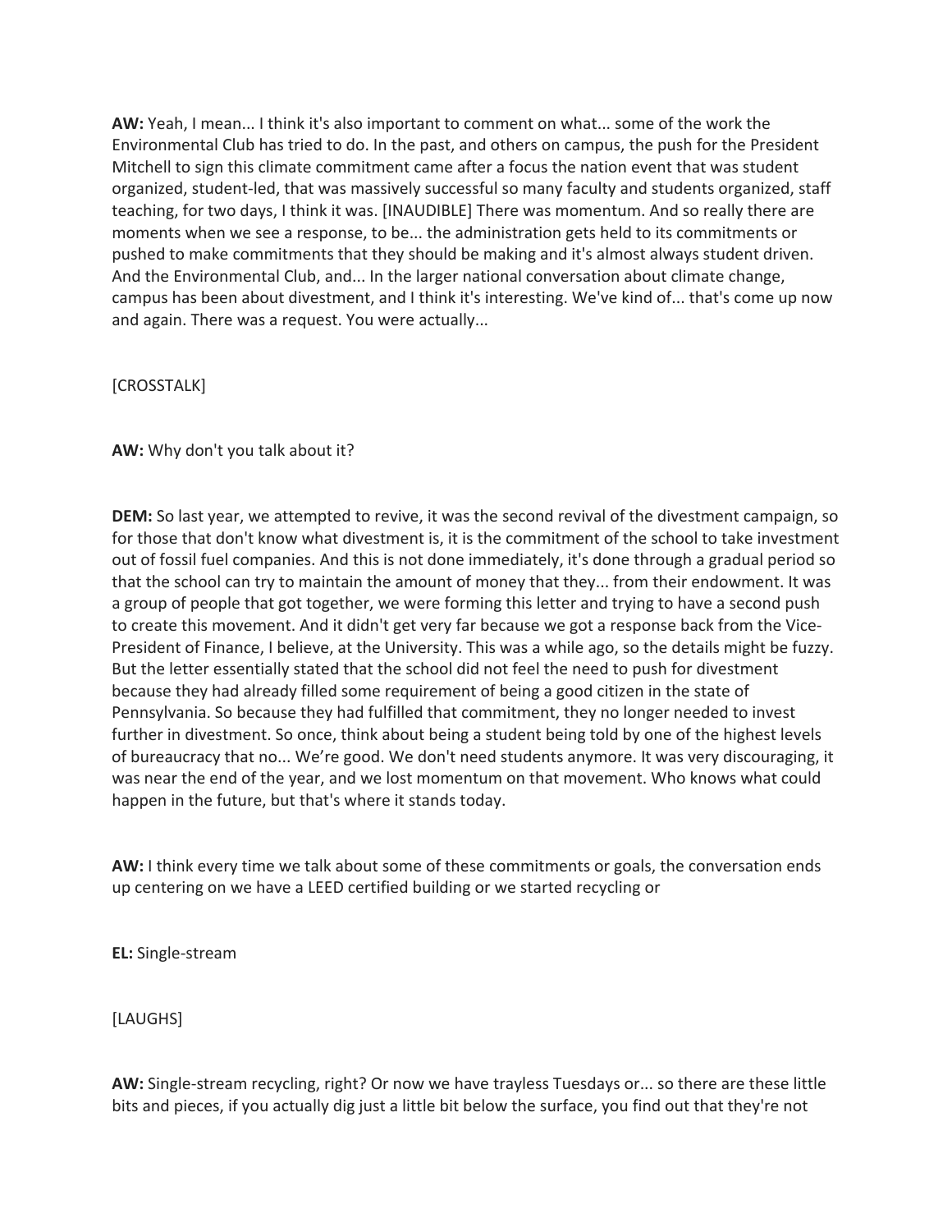**AW:** Yeah, I mean... I think it's also important to comment on what... some of the work the Environmental Club has tried to do. In the past, and others on campus, the push for the President Mitchell to sign this climate commitment came after a focus the nation event that was student organized, student-led, that was massively successful so many faculty and students organized, staff teaching, for two days, I think it was. [INAUDIBLE] There was momentum. And so really there are moments when we see a response, to be... the administration gets held to its commitments or pushed to make commitments that they should be making and it's almost always student driven. And the Environmental Club, and... In the larger national conversation about climate change, campus has been about divestment, and I think it's interesting. We've kind of... that's come up now and again. There was a request. You were actually...

[CROSSTALK]

**AW:** Why don't you talk about it?

**DEM:** So last year, we attempted to revive, it was the second revival of the divestment campaign, so for those that don't know what divestment is, it is the commitment of the school to take investment out of fossil fuel companies. And this is not done immediately, it's done through a gradual period so that the school can try to maintain the amount of money that they... from their endowment. It was a group of people that got together, we were forming this letter and trying to have a second push to create this movement. And it didn't get very far because we got a response back from the Vice-President of Finance, I believe, at the University. This was a while ago, so the details might be fuzzy. But the letter essentially stated that the school did not feel the need to push for divestment because they had already filled some requirement of being a good citizen in the state of Pennsylvania. So because they had fulfilled that commitment, they no longer needed to invest further in divestment. So once, think about being a student being told by one of the highest levels of bureaucracy that no... We're good. We don't need students anymore. It was very discouraging, it was near the end of the year, and we lost momentum on that movement. Who knows what could happen in the future, but that's where it stands today.

**AW:** I think every time we talk about some of these commitments or goals, the conversation ends up centering on we have a LEED certified building or we started recycling or

**EL:** Single-stream

[LAUGHS]

**AW:** Single-stream recycling, right? Or now we have trayless Tuesdays or... so there are these little bits and pieces, if you actually dig just a little bit below the surface, you find out that they're not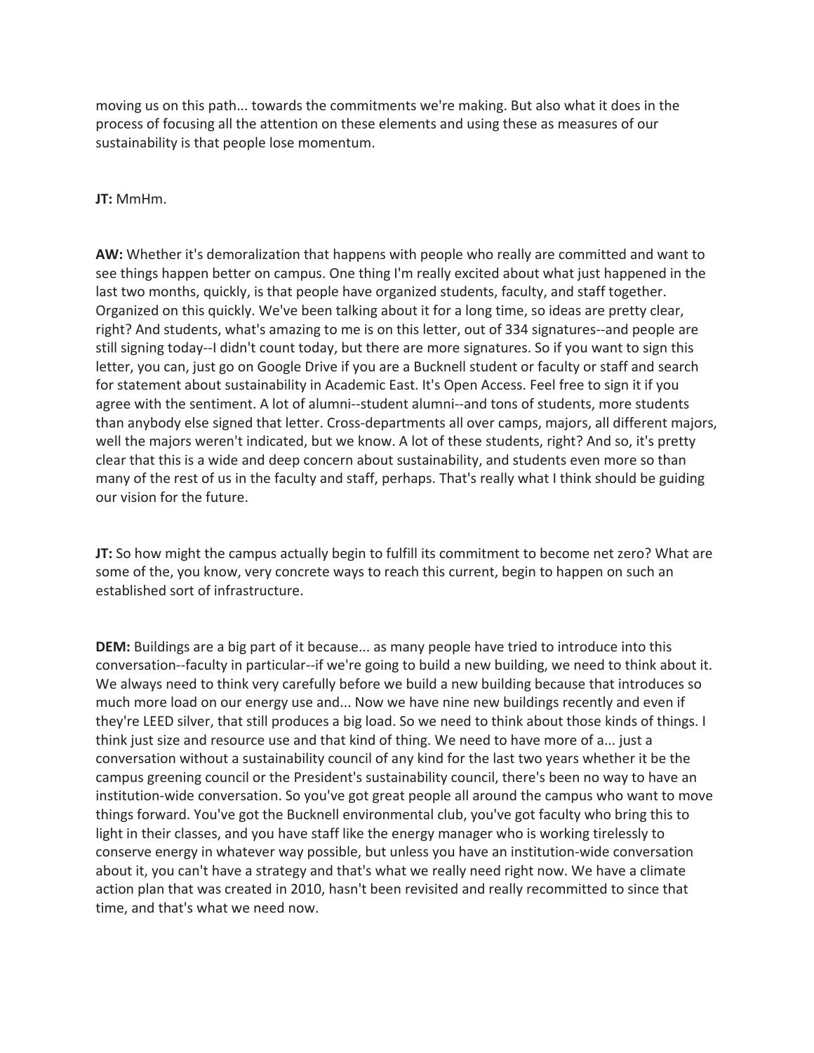moving us on this path... towards the commitments we're making. But also what it does in the process of focusing all the attention on these elements and using these as measures of our sustainability is that people lose momentum.

**JT:** MmHm.

**AW:** Whether it's demoralization that happens with people who really are committed and want to see things happen better on campus. One thing I'm really excited about what just happened in the last two months, quickly, is that people have organized students, faculty, and staff together. Organized on this quickly. We've been talking about it for a long time, so ideas are pretty clear, right? And students, what's amazing to me is on this letter, out of 334 signatures--and people are still signing today--I didn't count today, but there are more signatures. So if you want to sign this letter, you can, just go on Google Drive if you are a Bucknell student or faculty or staff and search for statement about sustainability in Academic East. It's Open Access. Feel free to sign it if you agree with the sentiment. A lot of alumni--student alumni--and tons of students, more students than anybody else signed that letter. Cross-departments all over camps, majors, all different majors, well the majors weren't indicated, but we know. A lot of these students, right? And so, it's pretty clear that this is a wide and deep concern about sustainability, and students even more so than many of the rest of us in the faculty and staff, perhaps. That's really what I think should be guiding our vision for the future.

**JT:** So how might the campus actually begin to fulfill its commitment to become net zero? What are some of the, you know, very concrete ways to reach this current, begin to happen on such an established sort of infrastructure.

**DEM:** Buildings are a big part of it because... as many people have tried to introduce into this conversation--faculty in particular--if we're going to build a new building, we need to think about it. We always need to think very carefully before we build a new building because that introduces so much more load on our energy use and... Now we have nine new buildings recently and even if they're LEED silver, that still produces a big load. So we need to think about those kinds of things. I think just size and resource use and that kind of thing. We need to have more of a... just a conversation without a sustainability council of any kind for the last two years whether it be the campus greening council or the President's sustainability council, there's been no way to have an institution-wide conversation. So you've got great people all around the campus who want to move things forward. You've got the Bucknell environmental club, you've got faculty who bring this to light in their classes, and you have staff like the energy manager who is working tirelessly to conserve energy in whatever way possible, but unless you have an institution-wide conversation about it, you can't have a strategy and that's what we really need right now. We have a climate action plan that was created in 2010, hasn't been revisited and really recommitted to since that time, and that's what we need now.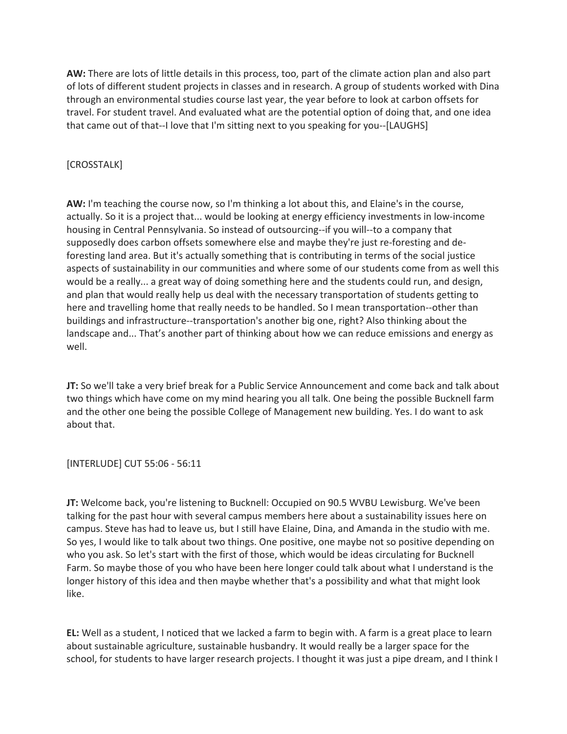**AW:** There are lots of little details in this process, too, part of the climate action plan and also part of lots of different student projects in classes and in research. A group of students worked with Dina through an environmental studies course last year, the year before to look at carbon offsets for travel. For student travel. And evaluated what are the potential option of doing that, and one idea that came out of that--I love that I'm sitting next to you speaking for you--[LAUGHS]

[CROSSTALK]

**AW:** I'm teaching the course now, so I'm thinking a lot about this, and Elaine's in the course, actually. So it is a project that... would be looking at energy efficiency investments in low-income housing in Central Pennsylvania. So instead of outsourcing--if you will--to a company that supposedly does carbon offsets somewhere else and maybe they're just re-foresting and de-foresting land area. But it's actually something that is contributing in terms of the social justice aspects of sustainability in our communities and where some of our students come from as well this would be a really... a great way of doing something here and the students could run, and design, and plan that would really help us deal with the necessary transportation of students getting to here and travelling home that really needs to be handled. So I mean transportation--other than buildings and infrastructure--transportation's another big one, right? Also thinking about the landscape and... That's another part of thinking about how we can reduce emissions and energy as well.

**JT:** So we'll take a very brief break for a Public Service Announcement and come back and talk about two things which have come on my mind hearing you all talk. One being the possible Bucknell farm and the other one being the possible College of Management new building. Yes. I do want to ask about that.

[INTERLUDE] CUT 55:06 - 56:11

**JT:** Welcome back, you're listening to Bucknell: Occupied on 90.5 WVBU Lewisburg. We've been talking for the past hour with several campus members here about a sustainability issues here on campus. Steve has had to leave us, but I still have Elaine, Dina, and Amanda in the studio with me. So yes, I would like to talk about two things. One positive, one maybe not so positive depending on who you ask. So let's start with the first of those, which would be ideas circulating for Bucknell Farm. So maybe those of you who have been here longer could talk about what I understand is the longer history of this idea and then maybe whether that's a possibility and what that might look like.

**EL:** Well as a student, I noticed that we lacked a farm to begin with. A farm is a great place to learn about sustainable agriculture, sustainable husbandry. It would really be a larger space for the school, for students to have larger research projects. I thought it was just a pipe dream, and I think I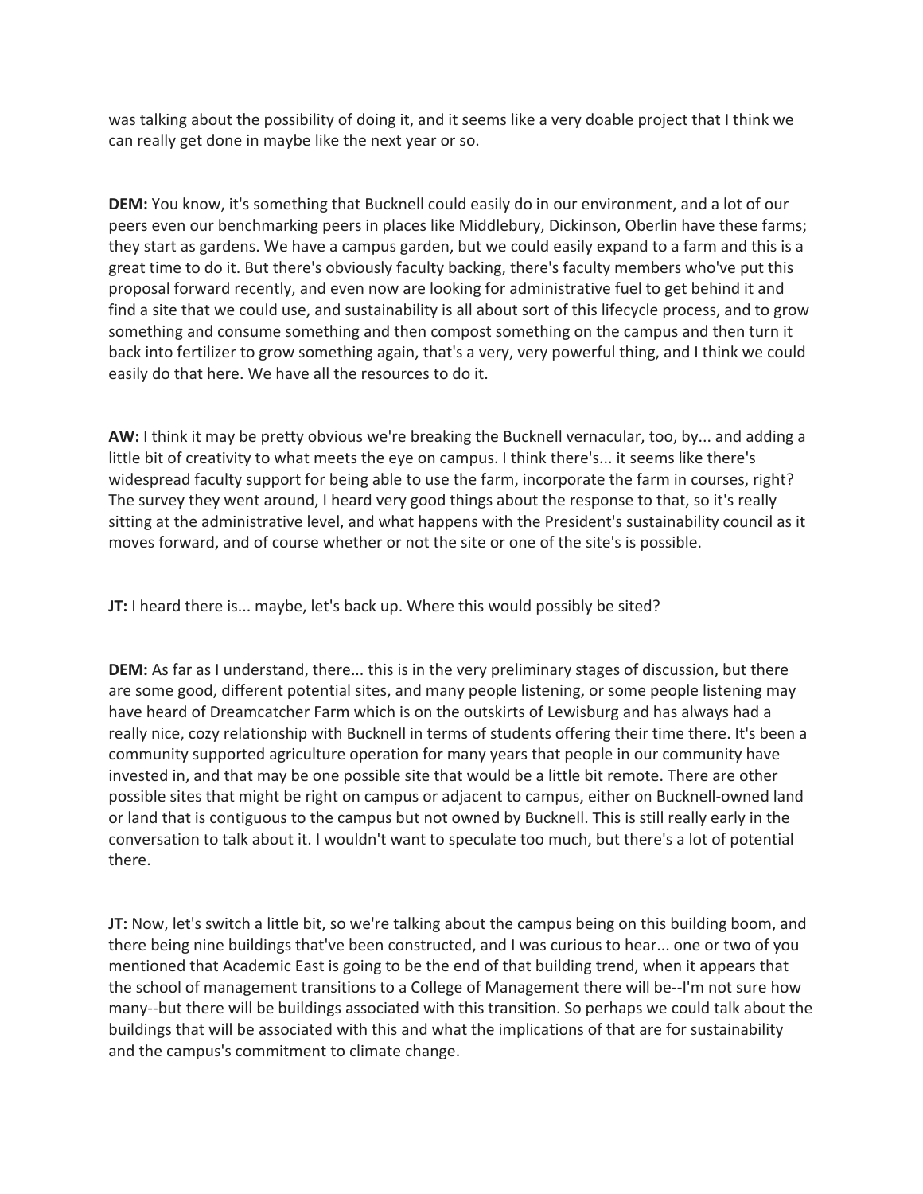was talking about the possibility of doing it, and it seems like a very doable project that I think we can really get done in maybe like the next year or so.

**DEM:** You know, it's something that Bucknell could easily do in our environment, and a lot of our peers even our benchmarking peers in places like Middlebury, Dickinson, Oberlin have these farms; they start as gardens. We have a campus garden, but we could easily expand to a farm and this is a great time to do it. But there's obviously faculty backing, there's faculty members who've put this proposal forward recently, and even now are looking for administrative fuel to get behind it and find a site that we could use, and sustainability is all about sort of this lifecycle process, and to grow something and consume something and then compost something on the campus and then turn it back into fertilizer to grow something again, that's a very, very powerful thing, and I think we could easily do that here. We have all the resources to do it.

**AW:** I think it may be pretty obvious we're breaking the Bucknell vernacular, too, by... and adding a little bit of creativity to what meets the eye on campus. I think there's... it seems like there's widespread faculty support for being able to use the farm, incorporate the farm in courses, right? The survey they went around, I heard very good things about the response to that, so it's really sitting at the administrative level, and what happens with the President's sustainability council as it moves forward, and of course whether or not the site or one of the site's is possible.

**JT:** I heard there is... maybe, let's back up. Where this would possibly be sited?

**DEM:** As far as I understand, there... this is in the very preliminary stages of discussion, but there are some good, different potential sites, and many people listening, or some people listening may have heard of Dreamcatcher Farm which is on the outskirts of Lewisburg and has always had a really nice, cozy relationship with Bucknell in terms of students offering their time there. It's been a community supported agriculture operation for many years that people in our community have invested in, and that may be one possible site that would be a little bit remote. There are other possible sites that might be right on campus or adjacent to campus, either on Bucknell-owned land or land that is contiguous to the campus but not owned by Bucknell. This is still really early in the conversation to talk about it. I wouldn't want to speculate too much, but there's a lot of potential there.

**JT:** Now, let's switch a little bit, so we're talking about the campus being on this building boom, and there being nine buildings that've been constructed, and I was curious to hear... one or two of you mentioned that Academic East is going to be the end of that building trend, when it appears that the school of management transitions to a College of Management there will be--I'm not sure how many--but there will be buildings associated with this transition. So perhaps we could talk about the buildings that will be associated with this and what the implications of that are for sustainability and the campus's commitment to climate change.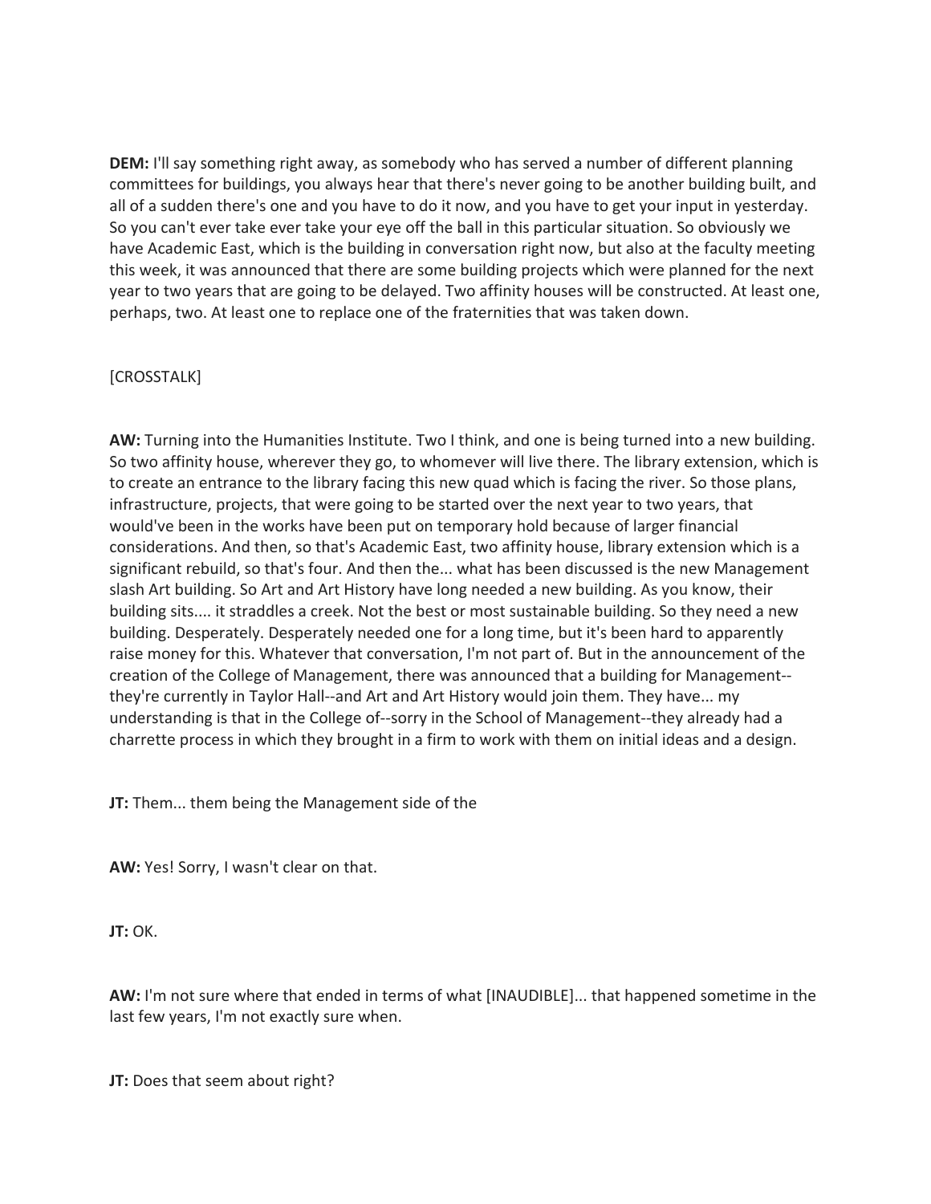**DEM:** I'll say something right away, as somebody who has served a number of different planning committees for buildings, you always hear that there's never going to be another building built, and all of a sudden there's one and you have to do it now, and you have to get your input in yesterday. So you can't ever take ever take your eye off the ball in this particular situation. So obviously we have Academic East, which is the building in conversation right now, but also at the faculty meeting this week, it was announced that there are some building projects which were planned for the next year to two years that are going to be delayed. Two affinity houses will be constructed. At least one, perhaps, two. At least one to replace one of the fraternities that was taken down.

[CROSSTALK]

**AW:** Turning into the Humanities Institute. Two I think, and one is being turned into a new building. So two affinity house, wherever they go, to whomever will live there. The library extension, which is to create an entrance to the library facing this new quad which is facing the river. So those plans, infrastructure, projects, that were going to be started over the next year to two years, that would've been in the works have been put on temporary hold because of larger financial considerations. And then, so that's Academic East, two affinity house, library extension which is a significant rebuild, so that's four. And then the... what has been discussed is the new Management slash Art building. So Art and Art History have long needed a new building. As you know, their building sits.... it straddles a creek. Not the best or most sustainable building. So they need a new building. Desperately. Desperately needed one for a long time, but it's been hard to apparently raise money for this. Whatever that conversation, I'm not part of. But in the announcement of the creation of the College of Management, there was announced that a building for Management--they're currently in Taylor Hall--and Art and Art History would join them. They have... my understanding is that in the College of--sorry in the School of Management--they already had a charrette process in which they brought in a firm to work with them on initial ideas and a design.

**JT:** Them... them being the Management side of the

**AW:** Yes! Sorry, I wasn't clear on that.

**JT:** OK.

**AW:** I'm not sure where that ended in terms of what [INAUDIBLE]... that happened sometime in the last few years, I'm not exactly sure when.

**JT:** Does that seem about right?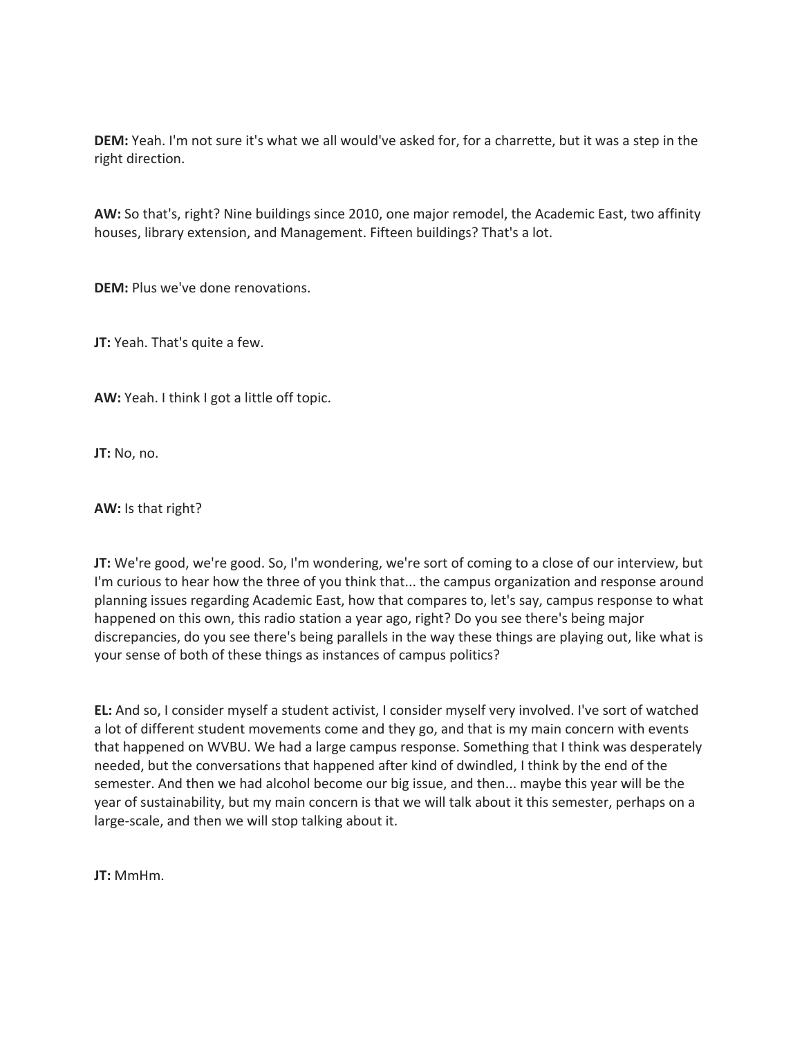**DEM:** Yeah. I'm not sure it's what we all would've asked for, for a charrette, but it was a step in the right direction.

**AW:** So that's, right? Nine buildings since 2010, one major remodel, the Academic East, two affinity houses, library extension, and Management. Fifteen buildings? That's a lot.

**DEM:** Plus we've done renovations.

**JT:** Yeah. That's quite a few.

**AW:** Yeah. I think I got a little off topic.

**JT:** No, no.

**AW:** Is that right?

**JT:** We're good, we're good. So, I'm wondering, we're sort of coming to a close of our interview, but I'm curious to hear how the three of you think that... the campus organization and response around planning issues regarding Academic East, how that compares to, let's say, campus response to what happened on this own, this radio station a year ago, right? Do you see there's being major discrepancies, do you see there's being parallels in the way these things are playing out, like what is your sense of both of these things as instances of campus politics?

**EL:** And so, I consider myself a student activist, I consider myself very involved. I've sort of watched a lot of different student movements come and they go, and that is my main concern with events that happened on WVBU. We had a large campus response. Something that I think was desperately needed, but the conversations that happened after kind of dwindled, I think by the end of the semester. And then we had alcohol become our big issue, and then... maybe this year will be the year of sustainability, but my main concern is that we will talk about it this semester, perhaps on a large-scale, and then we will stop talking about it.

**JT:** MmHm.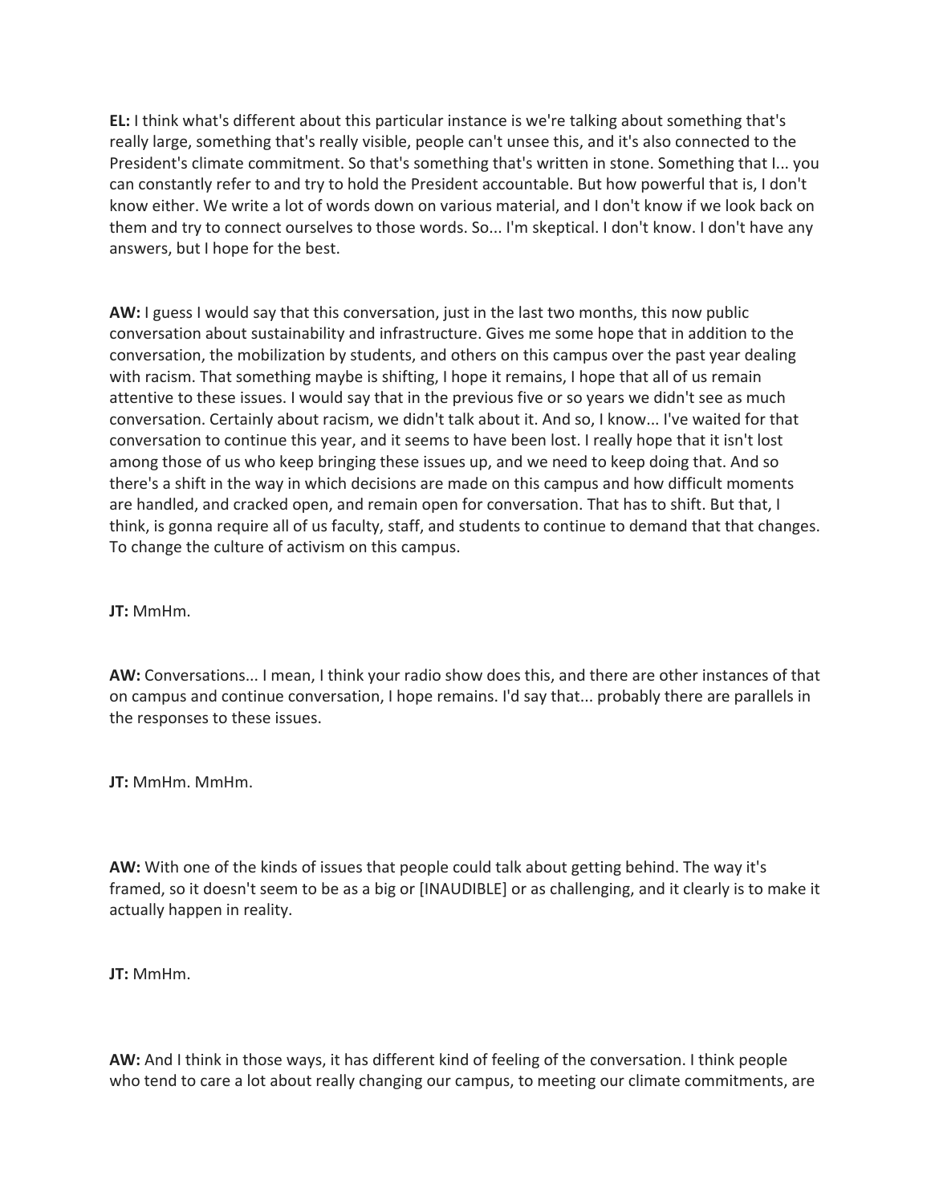**EL:** I think what's different about this particular instance is we're talking about something that's really large, something that's really visible, people can't unsee this, and it's also connected to the President's climate commitment. So that's something that's written in stone. Something that I... you can constantly refer to and try to hold the President accountable. But how powerful that is, I don't know either. We write a lot of words down on various material, and I don't know if we look back on them and try to connect ourselves to those words. So... I'm skeptical. I don't know. I don't have any answers, but I hope for the best.

**AW:** I guess I would say that this conversation, just in the last two months, this now public conversation about sustainability and infrastructure. Gives me some hope that in addition to the conversation, the mobilization by students, and others on this campus over the past year dealing with racism. That something maybe is shifting, I hope it remains, I hope that all of us remain attentive to these issues. I would say that in the previous five or so years we didn't see as much conversation. Certainly about racism, we didn't talk about it. And so, I know... I've waited for that conversation to continue this year, and it seems to have been lost. I really hope that it isn't lost among those of us who keep bringing these issues up, and we need to keep doing that. And so there's a shift in the way in which decisions are made on this campus and how difficult moments are handled, and cracked open, and remain open for conversation. That has to shift. But that, I think, is gonna require all of us faculty, staff, and students to continue to demand that that changes. To change the culture of activism on this campus.

**JT:** MmHm.

**AW:** Conversations... I mean, I think your radio show does this, and there are other instances of that on campus and continue conversation, I hope remains. I'd say that... probably there are parallels in the responses to these issues.

**JT:** MmHm. MmHm.

**AW:** With one of the kinds of issues that people could talk about getting behind. The way it's framed, so it doesn't seem to be as a big or [INAUDIBLE] or as challenging, and it clearly is to make it actually happen in reality.

**JT:** MmHm.

**AW:** And I think in those ways, it has different kind of feeling of the conversation. I think people who tend to care a lot about really changing our campus, to meeting our climate commitments, are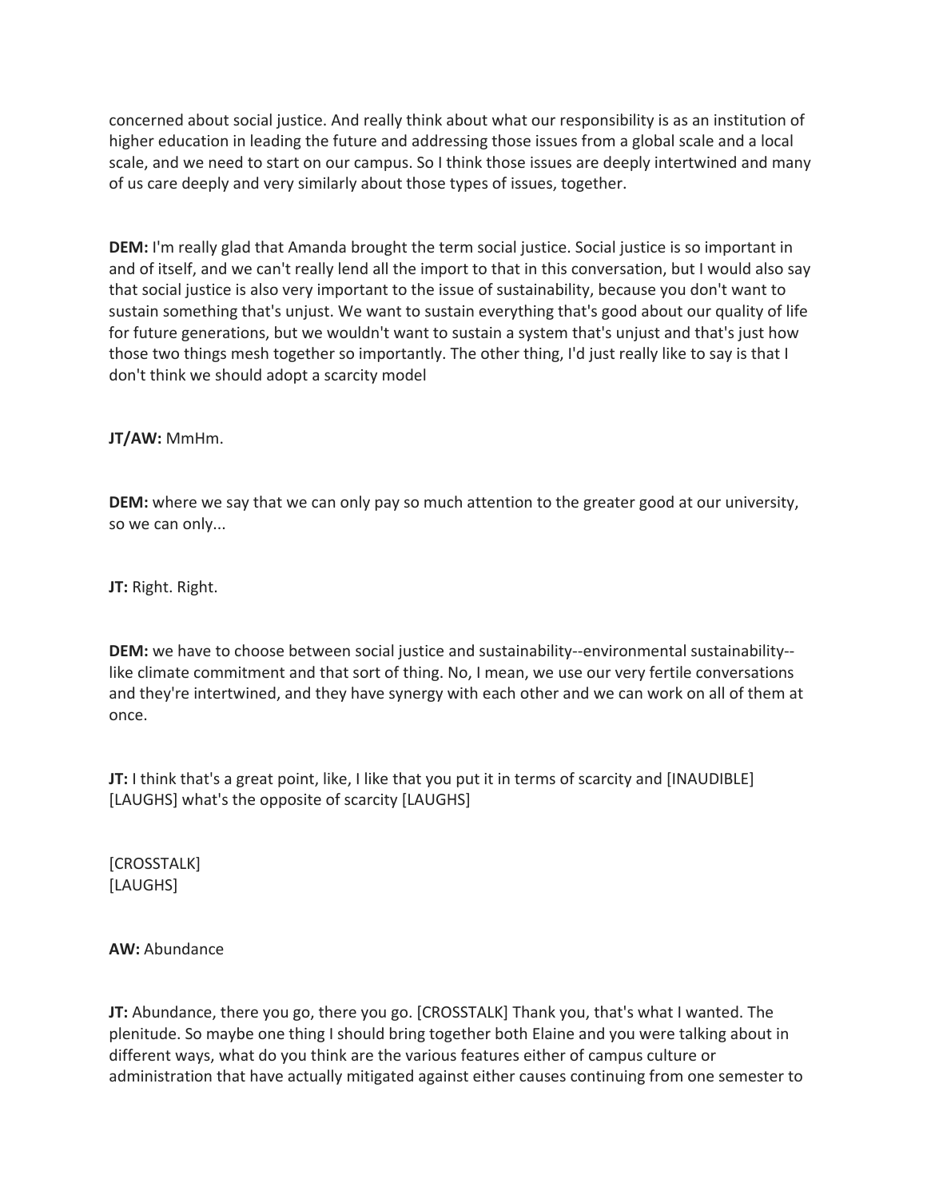concerned about social justice. And really think about what our responsibility is as an institution of higher education in leading the future and addressing those issues from a global scale and a local scale, and we need to start on our campus. So I think those issues are deeply intertwined and many of us care deeply and very similarly about those types of issues, together.

**DEM:** I'm really glad that Amanda brought the term social justice. Social justice is so important in and of itself, and we can't really lend all the import to that in this conversation, but I would also say that social justice is also very important to the issue of sustainability, because you don't want to sustain something that's unjust. We want to sustain everything that's good about our quality of life for future generations, but we wouldn't want to sustain a system that's unjust and that's just how those two things mesh together so importantly. The other thing, I'd just really like to say is that I don't think we should adopt a scarcity model

**JT/AW:** MmHm.

**DEM:** where we say that we can only pay so much attention to the greater good at our university, so we can only...

**JT:** Right. Right.

**DEM:** we have to choose between social justice and sustainability--environmental sustainability--like climate commitment and that sort of thing. No, I mean, we use our very fertile conversations and they're intertwined, and they have synergy with each other and we can work on all of them at once.

**JT:** I think that's a great point, like, I like that you put it in terms of scarcity and [INAUDIBLE] [LAUGHS] what's the opposite of scarcity [LAUGHS]

[CROSSTALK]
[LAUGHS]

**AW:** Abundance

**JT:** Abundance, there you go, there you go. [CROSSTALK] Thank you, that's what I wanted. The plenitude. So maybe one thing I should bring together both Elaine and you were talking about in different ways, what do you think are the various features either of campus culture or administration that have actually mitigated against either causes continuing from one semester to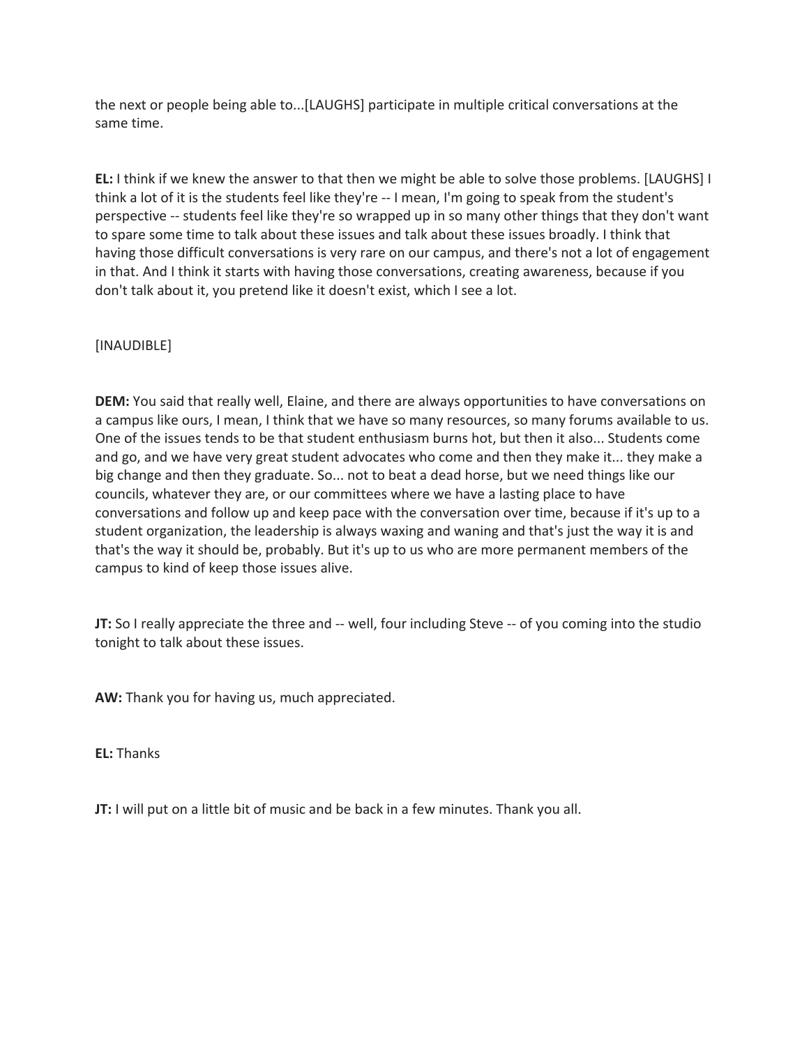the next or people being able to...[LAUGHS] participate in multiple critical conversations at the same time.

**EL:** I think if we knew the answer to that then we might be able to solve those problems. [LAUGHS] I think a lot of it is the students feel like they're -- I mean, I'm going to speak from the student's perspective -- students feel like they're so wrapped up in so many other things that they don't want to spare some time to talk about these issues and talk about these issues broadly. I think that having those difficult conversations is very rare on our campus, and there's not a lot of engagement in that. And I think it starts with having those conversations, creating awareness, because if you don't talk about it, you pretend like it doesn't exist, which I see a lot.

[INAUDIBLE]

**DEM:** You said that really well, Elaine, and there are always opportunities to have conversations on a campus like ours, I mean, I think that we have so many resources, so many forums available to us. One of the issues tends to be that student enthusiasm burns hot, but then it also... Students come and go, and we have very great student advocates who come and then they make it... they make a big change and then they graduate. So... not to beat a dead horse, but we need things like our councils, whatever they are, or our committees where we have a lasting place to have conversations and follow up and keep pace with the conversation over time, because if it's up to a student organization, the leadership is always waxing and waning and that's just the way it is and that's the way it should be, probably. But it's up to us who are more permanent members of the campus to kind of keep those issues alive.

**JT:** So I really appreciate the three and -- well, four including Steve -- of you coming into the studio tonight to talk about these issues.

**AW:** Thank you for having us, much appreciated.

**EL:** Thanks

**JT:** I will put on a little bit of music and be back in a few minutes. Thank you all.